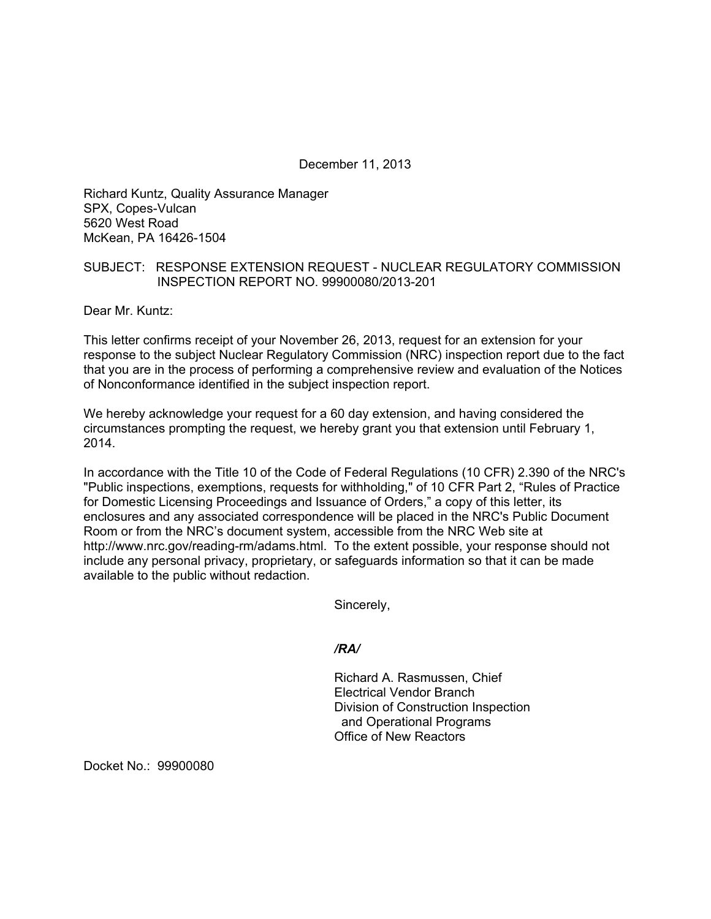December 11, 2013

Richard Kuntz, Quality Assurance Manager
SPX, Copes-Vulcan
5620 West Road
McKean, PA 16426-1504

SUBJECT: RESPONSE EXTENSION REQUEST - NUCLEAR REGULATORY COMMISSION INSPECTION REPORT NO. 99900080/2013-201

Dear Mr. Kuntz:

This letter confirms receipt of your November 26, 2013, request for an extension for your response to the subject Nuclear Regulatory Commission (NRC) inspection report due to the fact that you are in the process of performing a comprehensive review and evaluation of the Notices of Nonconformance identified in the subject inspection report.

We hereby acknowledge your request for a 60 day extension, and having considered the circumstances prompting the request, we hereby grant you that extension until February 1, 2014.

In accordance with the Title 10 of the Code of Federal Regulations (10 CFR) 2.390 of the NRC's "Public inspections, exemptions, requests for withholding," of 10 CFR Part 2, "Rules of Practice for Domestic Licensing Proceedings and Issuance of Orders," a copy of this letter, its enclosures and any associated correspondence will be placed in the NRC's Public Document Room or from the NRC's document system, accessible from the NRC Web site at http://www.nrc.gov/reading-rm/adams.html. To the extent possible, your response should not include any personal privacy, proprietary, or safeguards information so that it can be made available to the public without redaction.

Sincerely,

*/RA/*

Richard A. Rasmussen, Chief
Electrical Vendor Branch
Division of Construction Inspection
and Operational Programs
Office of New Reactors

Docket No.: 99900080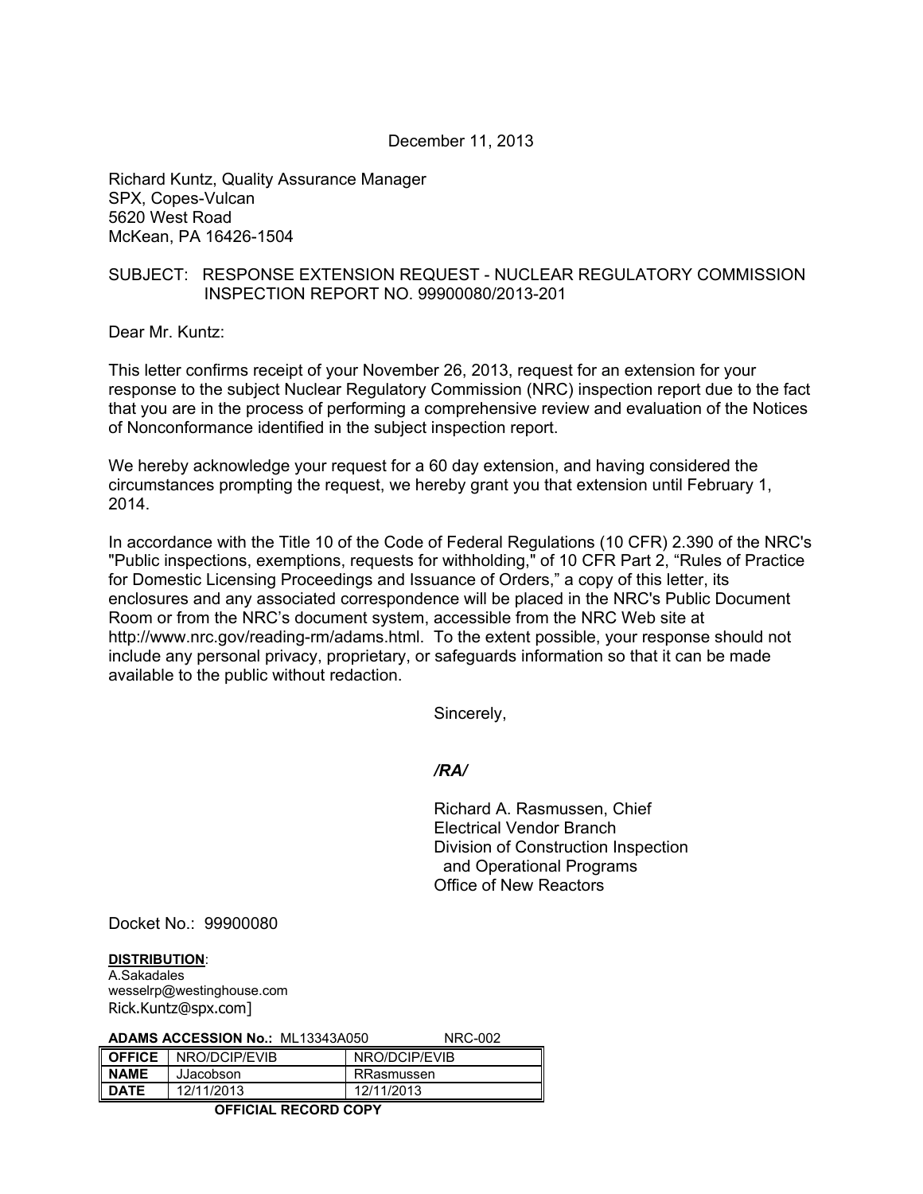December 11, 2013

Richard Kuntz, Quality Assurance Manager
SPX, Copes-Vulcan
5620 West Road
McKean, PA 16426-1504

SUBJECT: RESPONSE EXTENSION REQUEST - NUCLEAR REGULATORY COMMISSION INSPECTION REPORT NO. 99900080/2013-201

Dear Mr. Kuntz:

This letter confirms receipt of your November 26, 2013, request for an extension for your response to the subject Nuclear Regulatory Commission (NRC) inspection report due to the fact that you are in the process of performing a comprehensive review and evaluation of the Notices of Nonconformance identified in the subject inspection report.

We hereby acknowledge your request for a 60 day extension, and having considered the circumstances prompting the request, we hereby grant you that extension until February 1, 2014.

In accordance with the Title 10 of the Code of Federal Regulations (10 CFR) 2.390 of the NRC's "Public inspections, exemptions, requests for withholding," of 10 CFR Part 2, "Rules of Practice for Domestic Licensing Proceedings and Issuance of Orders," a copy of this letter, its enclosures and any associated correspondence will be placed in the NRC's Public Document Room or from the NRC's document system, accessible from the NRC Web site at http://www.nrc.gov/reading-rm/adams.html. To the extent possible, your response should not include any personal privacy, proprietary, or safeguards information so that it can be made available to the public without redaction.

Sincerely,

*/RA/*

Richard A. Rasmussen, Chief
Electrical Vendor Branch
Division of Construction Inspection
and Operational Programs
Office of New Reactors

Docket No.: 99900080

**DISTRIBUTION**:
A.Sakadales
wesselrp@westinghouse.com
Rick.Kuntz@spx.com]

**ADAMS ACCESSION No.:** ML13343A050 NRC-002

| | | |
|---|---|---|
| **OFFICE** | NRO/DCIP/EVIB | NRO/DCIP/EVIB |
| **NAME** | JJacobson | RRasmussen |
| **DATE** | 12/11/2013 | 12/11/2013 |

**OFFICIAL RECORD COPY**